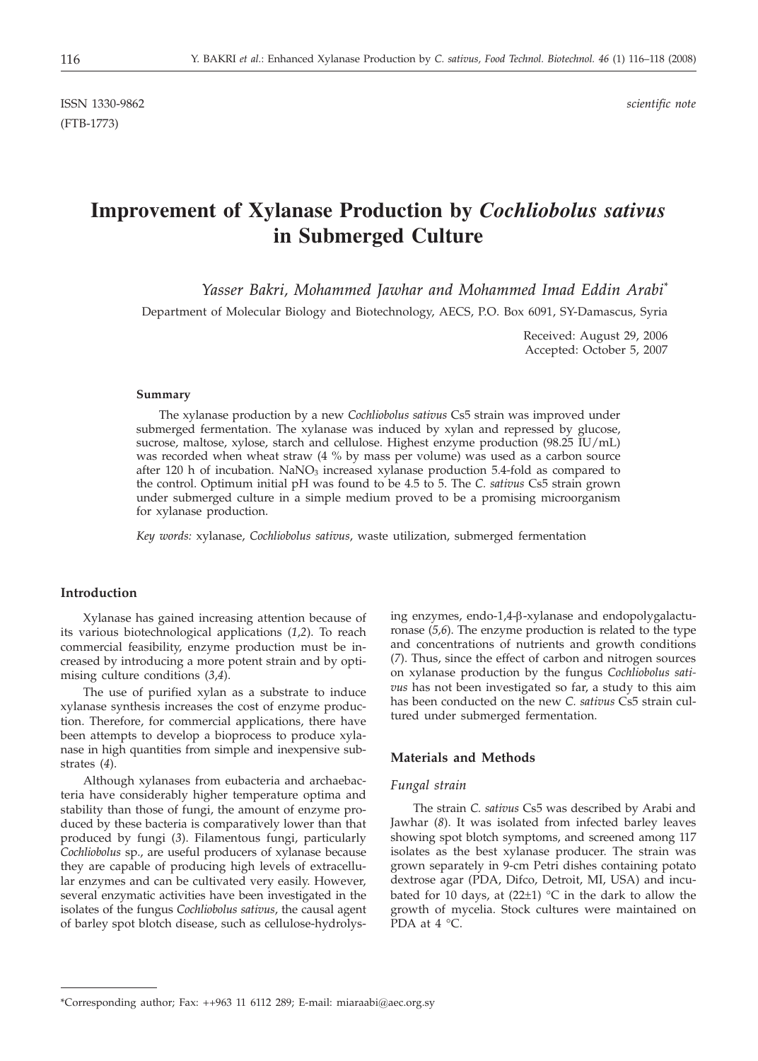ISSN 1330-9862 *scientific note*
(FTB-1773)

# Improvement of Xylanase Production by *Cochliobolus sativus* in Submerged Culture

*Yasser Bakri, Mohammed Jawhar and Mohammed Imad Eddin Arabi**

Department of Molecular Biology and Biotechnology, AECS, P.O. Box 6091, SY-Damascus, Syria

Received: August 29, 2006
Accepted: October 5, 2007

#### Summary

The xylanase production by a new *Cochliobolus sativus* Cs5 strain was improved under submerged fermentation. The xylanase was induced by xylan and repressed by glucose, sucrose, maltose, xylose, starch and cellulose. Highest enzyme production (98.25 IU/mL) was recorded when wheat straw (4 % by mass per volume) was used as a carbon source after 120 h of incubation. $NaNO_3$ increased xylanase production 5.4-fold as compared to the control. Optimum initial pH was found to be 4.5 to 5. The *C. sativus* Cs5 strain grown under submerged culture in a simple medium proved to be a promising microorganism for xylanase production.

*Key words:* xylanase, *Cochliobolus sativus*, waste utilization, submerged fermentation

## Introduction

Xylanase has gained increasing attention because of its various biotechnological applications (*1*,*2*). To reach commercial feasibility, enzyme production must be increased by introducing a more potent strain and by optimising culture conditions (*3*,*4*).

The use of purified xylan as a substrate to induce xylanase synthesis increases the cost of enzyme production. Therefore, for commercial applications, there have been attempts to develop a bioprocess to produce xylanase in high quantities from simple and inexpensive substrates (*4*).

Although xylanases from eubacteria and archaebacteria have considerably higher temperature optima and stability than those of fungi, the amount of enzyme produced by these bacteria is comparatively lower than that produced by fungi (*3*). Filamentous fungi, particularly *Cochliobolus* sp., are useful producers of xylanase because they are capable of producing high levels of extracellular enzymes and can be cultivated very easily. However, several enzymatic activities have been investigated in the isolates of the fungus *Cochliobolus sativus*, the causal agent of barley spot blotch disease, such as cellulose-hydrolysing enzymes, endo-1,4-β-xylanase and endopolygalacturonase (*5*,*6*). The enzyme production is related to the type and concentrations of nutrients and growth conditions (*7*). Thus, since the effect of carbon and nitrogen sources on xylanase production by the fungus *Cochliobolus sativus* has not been investigated so far, a study to this aim has been conducted on the new *C. sativus* Cs5 strain cultured under submerged fermentation.

## Materials and Methods

### *Fungal strain*

The strain *C. sativus* Cs5 was described by Arabi and Jawhar (*8*). It was isolated from infected barley leaves showing spot blotch symptoms, and screened among 117 isolates as the best xylanase producer. The strain was grown separately in 9-cm Petri dishes containing potato dextrose agar (PDA, Difco, Detroit, MI, USA) and incubated for 10 days, at (22±1) °C in the dark to allow the growth of mycelia. Stock cultures were maintained on PDA at 4 °C.

*Corresponding author; Fax: ++963 11 6112 289; E-mail: miaraabi@aec.org.sy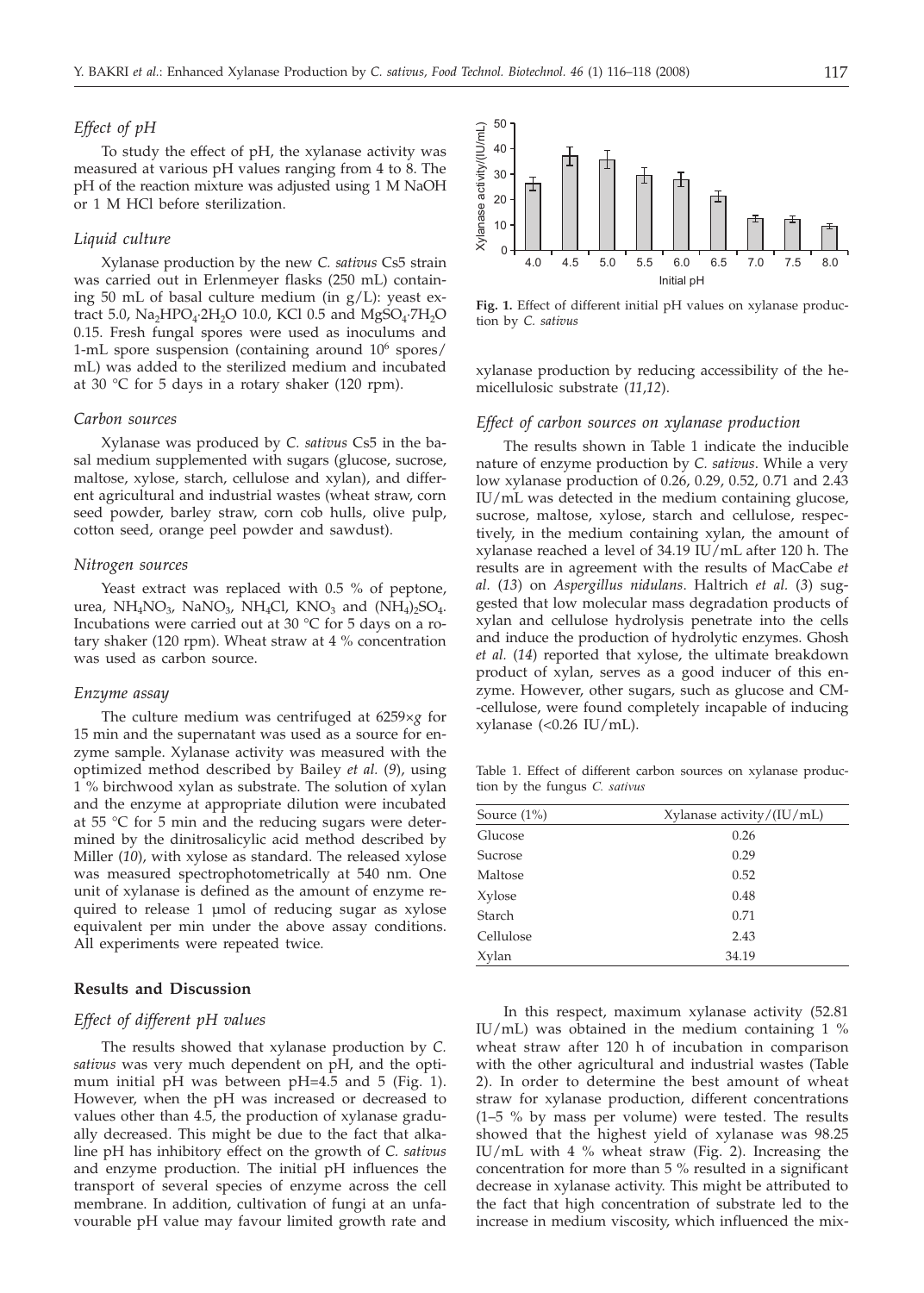### *Effect of pH*

To study the effect of pH, the xylanase activity was measured at various pH values ranging from 4 to 8. The pH of the reaction mixture was adjusted using 1 M NaOH or 1 M HCl before sterilization.

### *Liquid culture*

Xylanase production by the new *C. sativus* Cs5 strain was carried out in Erlenmeyer flasks (250 mL) containing 50 mL of basal culture medium (in g/L): yeast extract 5.0, $Na_2HPO_4{\cdot}2H_2O$ 10.0, KCl 0.5 and $MgSO_4{\cdot}7H_2O$ 0.15. Fresh fungal spores were used as inoculums and 1-mL spore suspension (containing around $10^6$ spores/mL) was added to the sterilized medium and incubated at 30 °C for 5 days in a rotary shaker (120 rpm).

### *Carbon sources*

Xylanase was produced by *C. sativus* Cs5 in the basal medium supplemented with sugars (glucose, sucrose, maltose, xylose, starch, cellulose and xylan), and different agricultural and industrial wastes (wheat straw, corn seed powder, barley straw, corn cob hulls, olive pulp, cotton seed, orange peel powder and sawdust).

### *Nitrogen sources*

Yeast extract was replaced with 0.5 % of peptone, urea, $NH_4NO_3$, $NaNO_3$, $NH_4Cl$, $KNO_3$ and $(NH_4)_2SO_4$. Incubations were carried out at 30 °C for 5 days on a rotary shaker (120 rpm). Wheat straw at 4 % concentration was used as carbon source.

### *Enzyme assay*

The culture medium was centrifuged at 6259×*g* for 15 min and the supernatant was used as a source for enzyme sample. Xylanase activity was measured with the optimized method described by Bailey *et al.* (*9*), using 1 % birchwood xylan as substrate. The solution of xylan and the enzyme at appropriate dilution were incubated at 55 °C for 5 min and the reducing sugars were determined by the dinitrosalicylic acid method described by Miller (*10*), with xylose as standard. The released xylose was measured spectrophotometrically at 540 nm. One unit of xylanase is defined as the amount of enzyme required to release 1 μmol of reducing sugar as xylose equivalent per min under the above assay conditions. All experiments were repeated twice.

## **Results and Discussion**

### *Effect of different pH values*

The results showed that xylanase production by *C. sativus* was very much dependent on pH, and the optimum initial pH was between pH=4.5 and 5 (Fig. 1). However, when the pH was increased or decreased to values other than 4.5, the production of xylanase gradually decreased. This might be due to the fact that alkaline pH has inhibitory effect on the growth of *C. sativus* and enzyme production. The initial pH influences the transport of several species of enzyme across the cell membrane. In addition, cultivation of fungi at an unfavourable pH value may favour limited growth rate and xylanase production by reducing accessibility of the hemicellulosic substrate (*11*,*12*).

**Fig. 1.** Effect of different initial pH values on xylanase production by *C. sativus*

### *Effect of carbon sources on xylanase production*

The results shown in Table 1 indicate the inducible nature of enzyme production by *C. sativus*. While a very low xylanase production of 0.26, 0.29, 0.52, 0.71 and 2.43 IU/mL was detected in the medium containing glucose, sucrose, maltose, xylose, starch and cellulose, respectively, in the medium containing xylan, the amount of xylanase reached a level of 34.19 IU/mL after 120 h. The results are in agreement with the results of MacCabe *et al.* (*13*) on *Aspergillus nidulans*. Haltrich *et al.* (*3*) suggested that low molecular mass degradation products of xylan and cellulose hydrolysis penetrate into the cells and induce the production of hydrolytic enzymes. Ghosh *et al.* (*14*) reported that xylose, the ultimate breakdown product of xylan, serves as a good inducer of this enzyme. However, other sugars, such as glucose and CM-cellulose, were found completely incapable of inducing xylanase (<0.26 IU/mL).

Table 1. Effect of different carbon sources on xylanase production by the fungus *C. sativus*

| Source (1%) | Xylanase activity/(IU/mL) |
|---|---|
| Glucose | 0.26 |
| Sucrose | 0.29 |
| Maltose | 0.52 |
| Xylose | 0.48 |
| Starch | 0.71 |
| Cellulose | 2.43 |
| Xylan | 34.19 |

In this respect, maximum xylanase activity (52.81 IU/mL) was obtained in the medium containing 1 % wheat straw after 120 h of incubation in comparison with the other agricultural and industrial wastes (Table 2). In order to determine the best amount of wheat straw for xylanase production, different concentrations (1–5 % by mass per volume) were tested. The results showed that the highest yield of xylanase was 98.25 IU/mL with 4 % wheat straw (Fig. 2). Increasing the concentration for more than 5 % resulted in a significant decrease in xylanase activity. This might be attributed to the fact that high concentration of substrate led to the increase in medium viscosity, which influenced the mix-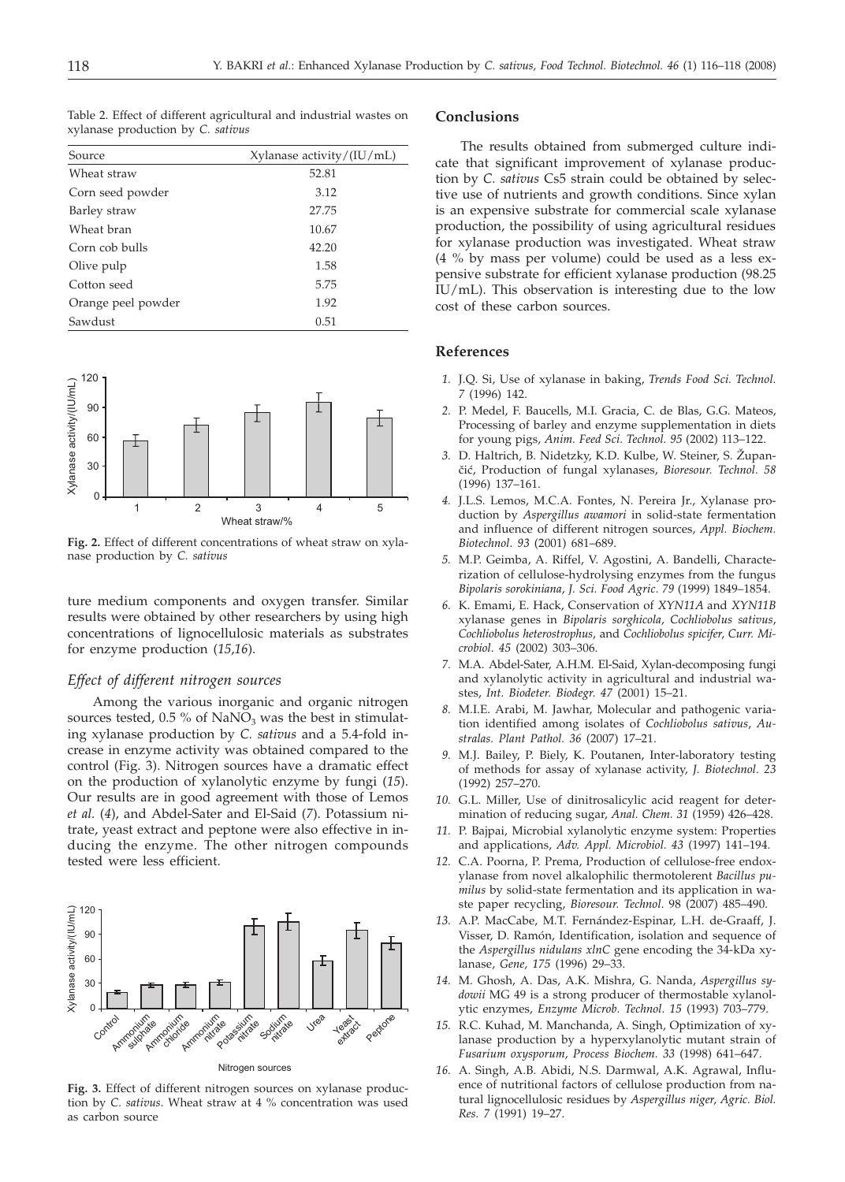Table 2. Effect of different agricultural and industrial wastes on xylanase production by *C. sativus*

| Source | Xylanase activity/(IU/mL) |
|---|---|
| Wheat straw | 52.81 |
| Corn seed powder | 3.12 |
| Barley straw | 27.75 |
| Wheat bran | 10.67 |
| Corn cob bulls | 42.20 |
| Olive pulp | 1.58 |
| Cotton seed | 5.75 |
| Orange peel powder | 1.92 |
| Sawdust | 0.51 |

Xylanase activity/(IU/mL)
120
90
60
30
0
1 2 3 4 5
Wheat straw/%

**Fig. 2.** Effect of different concentrations of wheat straw on xylanase production by *C. sativus*

ture medium components and oxygen transfer. Similar results were obtained by other researchers by using high concentrations of lignocellulosic materials as substrates for enzyme production (*15,16*).

### *Effect of different nitrogen sources*

Among the various inorganic and organic nitrogen sources tested, 0.5 % of $NaNO_3$ was the best in stimulating xylanase production by *C. sativus* and a 5.4-fold increase in enzyme activity was obtained compared to the control (Fig. 3). Nitrogen sources have a dramatic effect on the production of xylanolytic enzyme by fungi (*15*). Our results are in good agreement with those of Lemos *et al.* (*4*), and Abdel-Sater and El-Said (*7*). Potassium nitrate, yeast extract and peptone were also effective in inducing the enzyme. The other nitrogen compounds tested were less efficient.

Xylanase activity/(IU/mL)
120
90
60
30
0
Control
Ammonium sulphate
Ammonium chloride
Ammonium nitrate
Potassium nitrate
Sodium nitrate
Urea
Yeast extract
Peptone
Nitrogen sources

**Fig. 3.** Effect of different nitrogen sources on xylanase production by *C. sativus*. Wheat straw at 4 % concentration was used as carbon source

## Conclusions

The results obtained from submerged culture indicate that significant improvement of xylanase production by *C. sativus* Cs5 strain could be obtained by selective use of nutrients and growth conditions. Since xylan is an expensive substrate for commercial scale xylanase production, the possibility of using agricultural residues for xylanase production was investigated. Wheat straw (4 % by mass per volume) could be used as a less expensive substrate for efficient xylanase production (98.25 IU/mL). This observation is interesting due to the low cost of these carbon sources.

## References

1. J.Q. Si, Use of xylanase in baking, *Trends Food Sci. Technol. 7* (1996) 142.
2. P. Medel, F. Baucells, M.I. Gracia, C. de Blas, G.G. Mateos, Processing of barley and enzyme supplementation in diets for young pigs, *Anim. Feed Sci. Technol. 95* (2002) 113–122.
3. D. Haltrich, B. Nidetzky, K.D. Kulbe, W. Steiner, S. Župančić, Production of fungal xylanases, *Bioresour. Technol. 58* (1996) 137–161.
4. J.L.S. Lemos, M.C.A. Fontes, N. Pereira Jr., Xylanase production by *Aspergillus awamori* in solid-state fermentation and influence of different nitrogen sources, *Appl. Biochem. Biotechnol. 93* (2001) 681–689.
5. M.P. Geimba, A. Riffel, V. Agostini, A. Bandelli, Characterization of cellulose-hydrolysing enzymes from the fungus *Bipolaris sorokiniana*, *J. Sci. Food Agric. 79* (1999) 1849–1854.
6. K. Emami, E. Hack, Conservation of *XYN11A* and *XYN11B* xylanase genes in *Bipolaris sorghicola*, *Cochliobolus sativus*, *Cochliobolus heterostrophus*, and *Cochliobolus spicifer*, *Curr. Microbiol. 45* (2002) 303–306.
7. M.A. Abdel-Sater, A.H.M. El-Said, Xylan-decomposing fungi and xylanolytic activity in agricultural and industrial wastes, *Int. Biodeter. Biodegr. 47* (2001) 15–21.
8. M.I.E. Arabi, M. Jawhar, Molecular and pathogenic variation identified among isolates of *Cochliobolus sativus*, *Australas. Plant Pathol. 36* (2007) 17–21.
9. M.J. Bailey, P. Biely, K. Poutanen, Inter-laboratory testing of methods for assay of xylanase activity, *J. Biotechnol. 23* (1992) 257–270.
10. G.L. Miller, Use of dinitrosalicylic acid reagent for determination of reducing sugar, *Anal. Chem. 31* (1959) 426–428.
11. P. Bajpai, Microbial xylanolytic enzyme system: Properties and applications, *Adv. Appl. Microbiol. 43* (1997) 141–194.
12. C.A. Poorna, P. Prema, Production of cellulose-free endoxylanase from novel alkalophilic thermotolerent *Bacillus pumilus* by solid-state fermentation and its application in waste paper recycling, *Bioresour. Technol*. 98 (2007) 485–490.
13. A.P. MacCabe, M.T. Fernández-Espinar, L.H. de-Graaff, J. Visser, D. Ramón, Identification, isolation and sequence of the *Aspergillus nidulans xlnC* gene encoding the 34-kDa xylanase, *Gene, 175* (1996) 29–33.
14. M. Ghosh, A. Das, A.K. Mishra, G. Nanda, *Aspergillus sydowii* MG 49 is a strong producer of thermostable xylanolytic enzymes, *Enzyme Microb. Technol. 15* (1993) 703–779.
15. R.C. Kuhad, M. Manchanda, A. Singh, Optimization of xylanase production by a hyperxylanolytic mutant strain of *Fusarium oxysporum*, *Process Biochem. 33* (1998) 641–647.
16. A. Singh, A.B. Abidi, N.S. Darmwal, A.K. Agrawal, Influence of nutritional factors of cellulose production from natural lignocellulosic residues by *Aspergillus niger*, *Agric. Biol. Res. 7* (1991) 19–27.